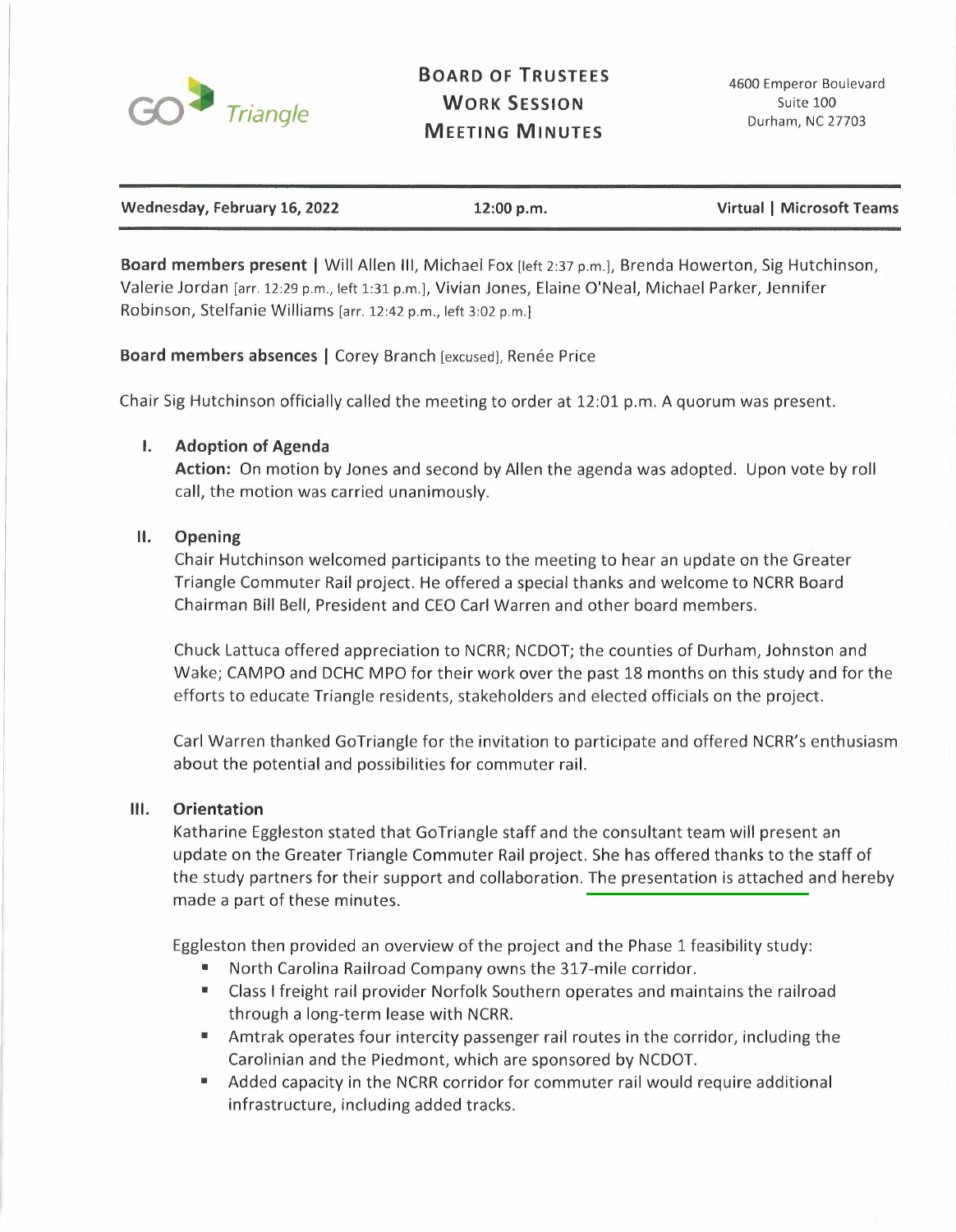GO Triangle

# Board of Trustees Work Session Meeting Minutes

4600 Emperor Boulevard
Suite 100
Durham, NC 27703

| Wednesday, February 16, 2022 | 12:00 p.m. | Virtual \| Microsoft Teams |
|---|---|---|

**Board members present |** Will Allen III, Michael Fox [left 2:37 p.m.], Brenda Howerton, Sig Hutchinson, Valerie Jordan [arr. 12:29 p.m., left 1:31 p.m.], Vivian Jones, Elaine O'Neal, Michael Parker, Jennifer Robinson, Stelfanie Williams [arr. 12:42 p.m., left 3:02 p.m.]

**Board members absences |** Corey Branch [excused], Renée Price

Chair Sig Hutchinson officially called the meeting to order at 12:01 p.m. A quorum was present.

## I. Adoption of Agenda

**Action:** On motion by Jones and second by Allen the agenda was adopted. Upon vote by roll call, the motion was carried unanimously.

## II. Opening

Chair Hutchinson welcomed participants to the meeting to hear an update on the Greater Triangle Commuter Rail project. He offered a special thanks and welcome to NCRR Board Chairman Bill Bell, President and CEO Carl Warren and other board members.

Chuck Lattuca offered appreciation to NCRR; NCDOT; the counties of Durham, Johnston and Wake; CAMPO and DCHC MPO for their work over the past 18 months on this study and for the efforts to educate Triangle residents, stakeholders and elected officials on the project.

Carl Warren thanked GoTriangle for the invitation to participate and offered NCRR's enthusiasm about the potential and possibilities for commuter rail.

## III. Orientation

Katharine Eggleston stated that GoTriangle staff and the consultant team will present an update on the Greater Triangle Commuter Rail project. She has offered thanks to the staff of the study partners for their support and collaboration. The presentation is attached and hereby made a part of these minutes.

Eggleston then provided an overview of the project and the Phase 1 feasibility study:

- North Carolina Railroad Company owns the 317-mile corridor.
- Class I freight rail provider Norfolk Southern operates and maintains the railroad through a long-term lease with NCRR.
- Amtrak operates four intercity passenger rail routes in the corridor, including the Carolinian and the Piedmont, which are sponsored by NCDOT.
- Added capacity in the NCRR corridor for commuter rail would require additional infrastructure, including added tracks.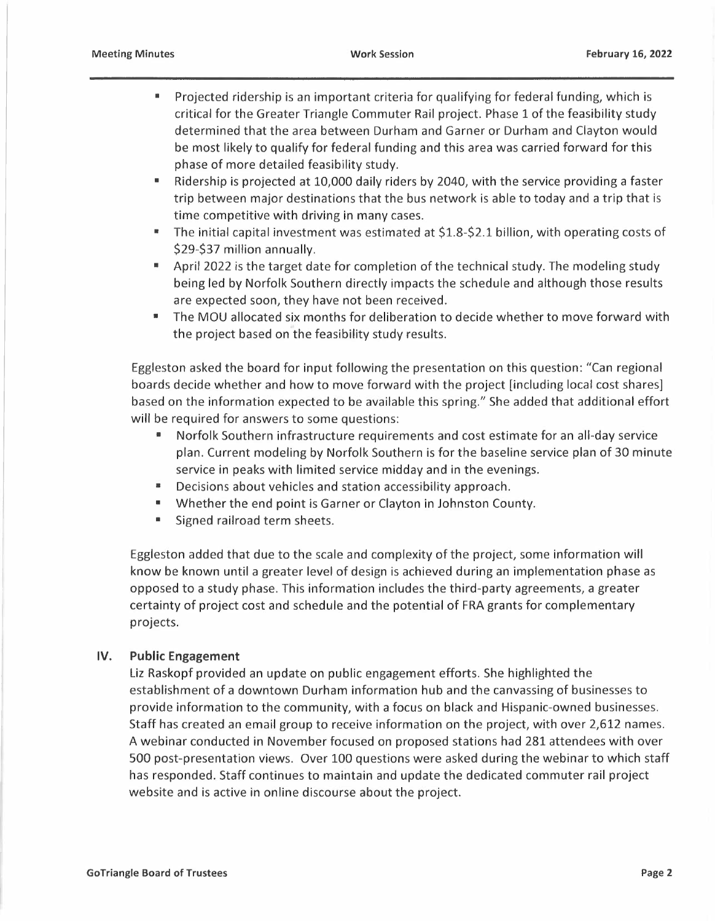- Projected ridership is an important criteria for qualifying for federal funding, which is critical for the Greater Triangle Commuter Rail project. Phase 1 of the feasibility study determined that the area between Durham and Garner or Durham and Clayton would be most likely to qualify for federal funding and this area was carried forward for this phase of more detailed feasibility study.
- Ridership is projected at 10,000 daily riders by 2040, with the service providing a faster trip between major destinations that the bus network is able to today and a trip that is time competitive with driving in many cases.
- The initial capital investment was estimated at $1.8-$2.1 billion, with operating costs of $29-$37 million annually.
- April 2022 is the target date for completion of the technical study. The modeling study being led by Norfolk Southern directly impacts the schedule and although those results are expected soon, they have not been received.
- The MOU allocated six months for deliberation to decide whether to move forward with the project based on the feasibility study results.

Eggleston asked the board for input following the presentation on this question: "Can regional boards decide whether and how to move forward with the project [including local cost shares] based on the information expected to be available this spring." She added that additional effort will be required for answers to some questions:

- Norfolk Southern infrastructure requirements and cost estimate for an all-day service plan. Current modeling by Norfolk Southern is for the baseline service plan of 30 minute service in peaks with limited service midday and in the evenings.
- Decisions about vehicles and station accessibility approach.
- Whether the end point is Garner or Clayton in Johnston County.
- Signed railroad term sheets.

Eggleston added that due to the scale and complexity of the project, some information will know be known until a greater level of design is achieved during an implementation phase as opposed to a study phase. This information includes the third-party agreements, a greater certainty of project cost and schedule and the potential of FRA grants for complementary projects.

## IV. Public Engagement

Liz Raskopf provided an update on public engagement efforts. She highlighted the establishment of a downtown Durham information hub and the canvassing of businesses to provide information to the community, with a focus on black and Hispanic-owned businesses. Staff has created an email group to receive information on the project, with over 2,612 names. A webinar conducted in November focused on proposed stations had 281 attendees with over 500 post-presentation views. Over 100 questions were asked during the webinar to which staff has responded. Staff continues to maintain and update the dedicated commuter rail project website and is active in online discourse about the project.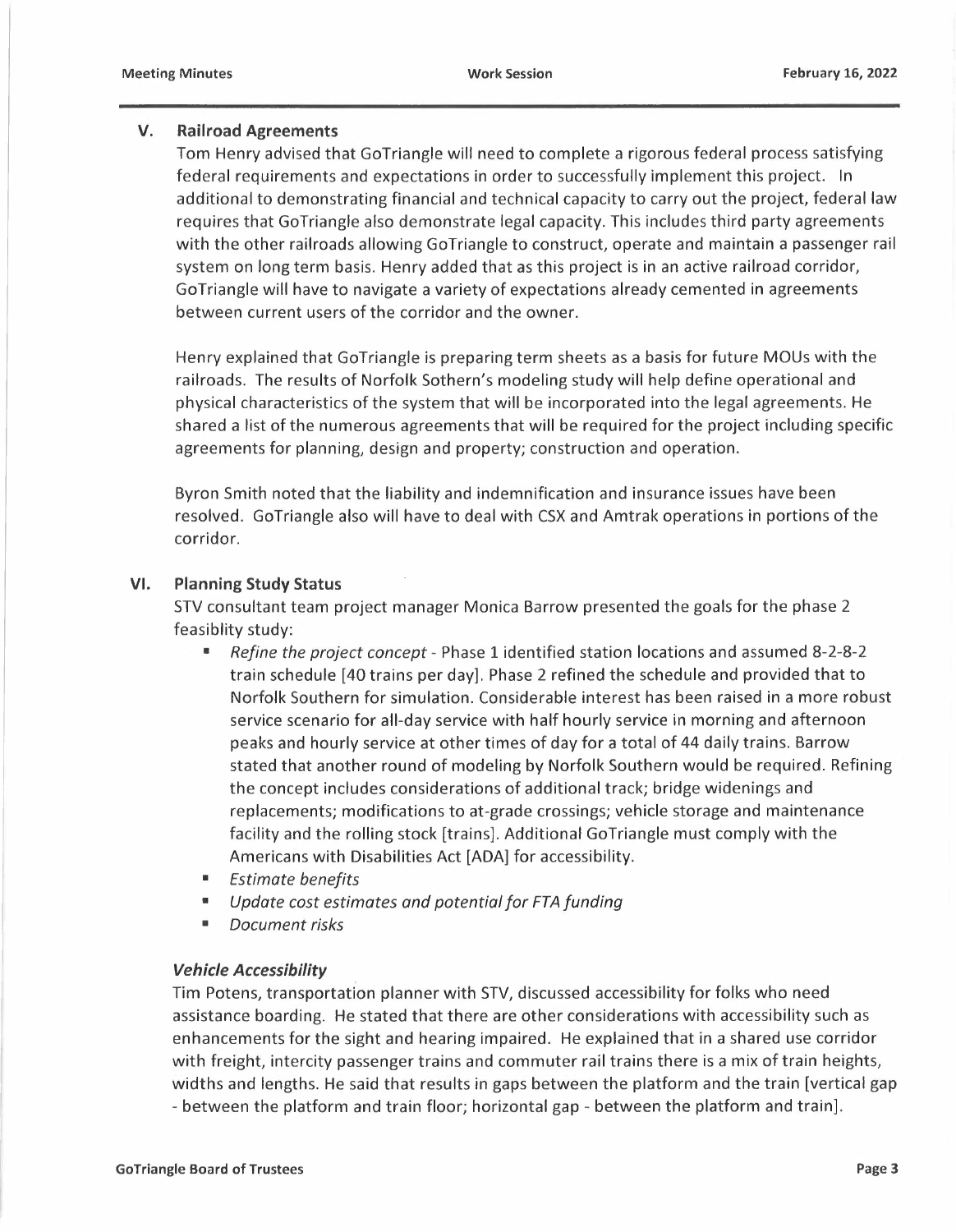## V. Railroad Agreements

Tom Henry advised that GoTriangle will need to complete a rigorous federal process satisfying federal requirements and expectations in order to successfully implement this project. In additional to demonstrating financial and technical capacity to carry out the project, federal law requires that GoTriangle also demonstrate legal capacity. This includes third party agreements with the other railroads allowing GoTriangle to construct, operate and maintain a passenger rail system on long term basis. Henry added that as this project is in an active railroad corridor, GoTriangle will have to navigate a variety of expectations already cemented in agreements between current users of the corridor and the owner.

Henry explained that GoTriangle is preparing term sheets as a basis for future MOUs with the railroads. The results of Norfolk Sothern's modeling study will help define operational and physical characteristics of the system that will be incorporated into the legal agreements. He shared a list of the numerous agreements that will be required for the project including specific agreements for planning, design and property; construction and operation.

Byron Smith noted that the liability and indemnification and insurance issues have been resolved. GoTriangle also will have to deal with CSX and Amtrak operations in portions of the corridor.

## VI. Planning Study Status

STV consultant team project manager Monica Barrow presented the goals for the phase 2 feasiblity study:

- *Refine the project concept* - Phase 1 identified station locations and assumed 8-2-8-2 train schedule [40 trains per day]. Phase 2 refined the schedule and provided that to Norfolk Southern for simulation. Considerable interest has been raised in a more robust service scenario for all-day service with half hourly service in morning and afternoon peaks and hourly service at other times of day for a total of 44 daily trains. Barrow stated that another round of modeling by Norfolk Southern would be required. Refining the concept includes considerations of additional track; bridge widenings and replacements; modifications to at-grade crossings; vehicle storage and maintenance facility and the rolling stock [trains]. Additional GoTriangle must comply with the Americans with Disabilities Act [ADA] for accessibility.
- *Estimate benefits*
- *Update cost estimates and potential for FTA funding*
- *Document risks*

### *Vehicle Accessibility*

Tim Potens, transportation planner with STV, discussed accessibility for folks who need assistance boarding. He stated that there are other considerations with accessibility such as enhancements for the sight and hearing impaired. He explained that in a shared use corridor with freight, intercity passenger trains and commuter rail trains there is a mix of train heights, widths and lengths. He said that results in gaps between the platform and the train [vertical gap - between the platform and train floor; horizontal gap - between the platform and train].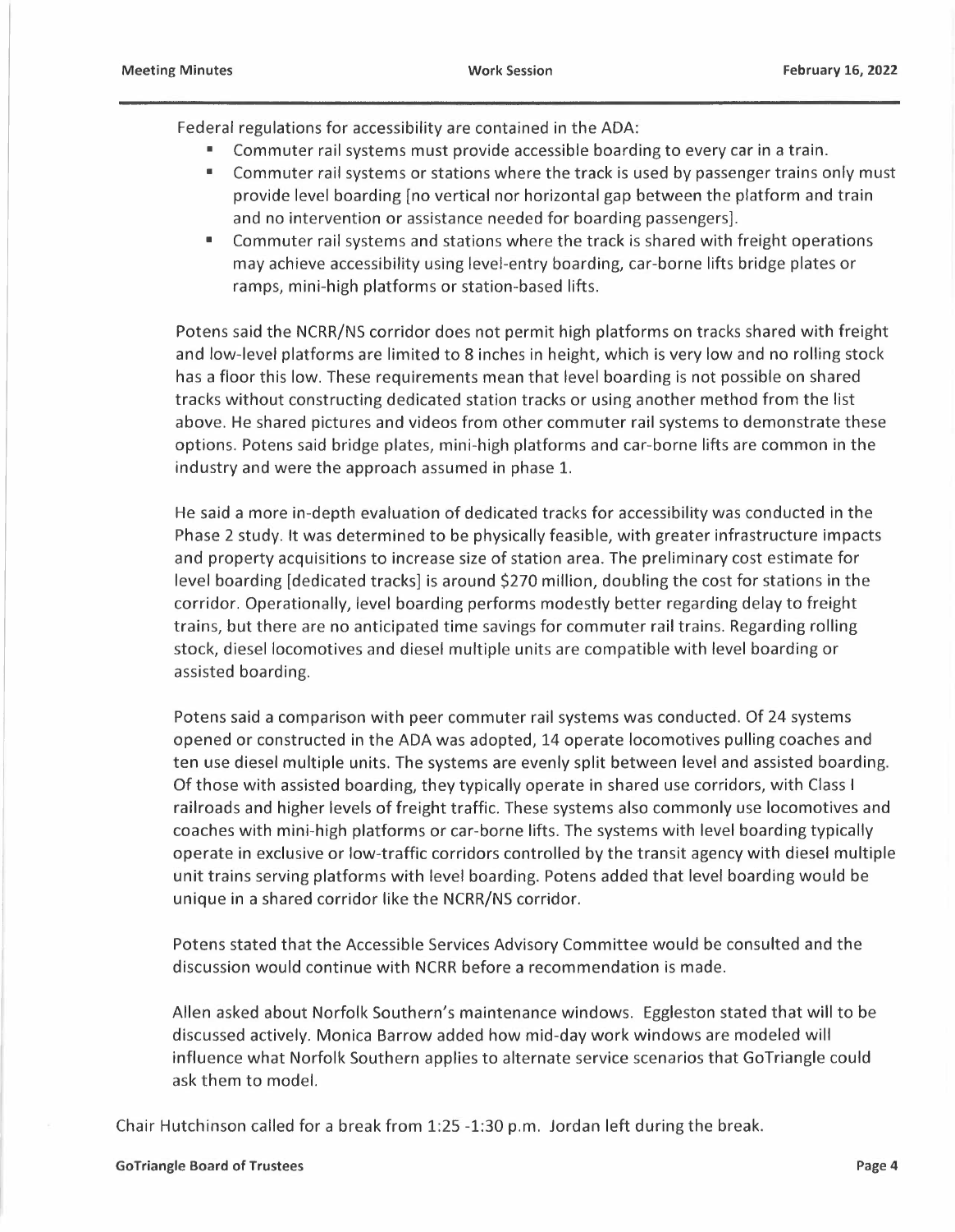Federal regulations for accessibility are contained in the ADA:

- Commuter rail systems must provide accessible boarding to every car in a train.
- Commuter rail systems or stations where the track is used by passenger trains only must provide level boarding [no vertical nor horizontal gap between the platform and train and no intervention or assistance needed for boarding passengers].
- Commuter rail systems and stations where the track is shared with freight operations may achieve accessibility using level-entry boarding, car-borne lifts bridge plates or ramps, mini-high platforms or station-based lifts.

Potens said the NCRR/NS corridor does not permit high platforms on tracks shared with freight and low-level platforms are limited to 8 inches in height, which is very low and no rolling stock has a floor this low. These requirements mean that level boarding is not possible on shared tracks without constructing dedicated station tracks or using another method from the list above. He shared pictures and videos from other commuter rail systems to demonstrate these options. Potens said bridge plates, mini-high platforms and car-borne lifts are common in the industry and were the approach assumed in phase 1.

He said a more in-depth evaluation of dedicated tracks for accessibility was conducted in the Phase 2 study. It was determined to be physically feasible, with greater infrastructure impacts and property acquisitions to increase size of station area. The preliminary cost estimate for level boarding [dedicated tracks] is around $270 million, doubling the cost for stations in the corridor. Operationally, level boarding performs modestly better regarding delay to freight trains, but there are no anticipated time savings for commuter rail trains. Regarding rolling stock, diesel locomotives and diesel multiple units are compatible with level boarding or assisted boarding.

Potens said a comparison with peer commuter rail systems was conducted. Of 24 systems opened or constructed in the ADA was adopted, 14 operate locomotives pulling coaches and ten use diesel multiple units. The systems are evenly split between level and assisted boarding. Of those with assisted boarding, they typically operate in shared use corridors, with Class I railroads and higher levels of freight traffic. These systems also commonly use locomotives and coaches with mini-high platforms or car-borne lifts. The systems with level boarding typically operate in exclusive or low-traffic corridors controlled by the transit agency with diesel multiple unit trains serving platforms with level boarding. Potens added that level boarding would be unique in a shared corridor like the NCRR/NS corridor.

Potens stated that the Accessible Services Advisory Committee would be consulted and the discussion would continue with NCRR before a recommendation is made.

Allen asked about Norfolk Southern's maintenance windows. Eggleston stated that will to be discussed actively. Monica Barrow added how mid-day work windows are modeled will influence what Norfolk Southern applies to alternate service scenarios that GoTriangle could ask them to model.

Chair Hutchinson called for a break from 1:25 -1:30 p.m. Jordan left during the break.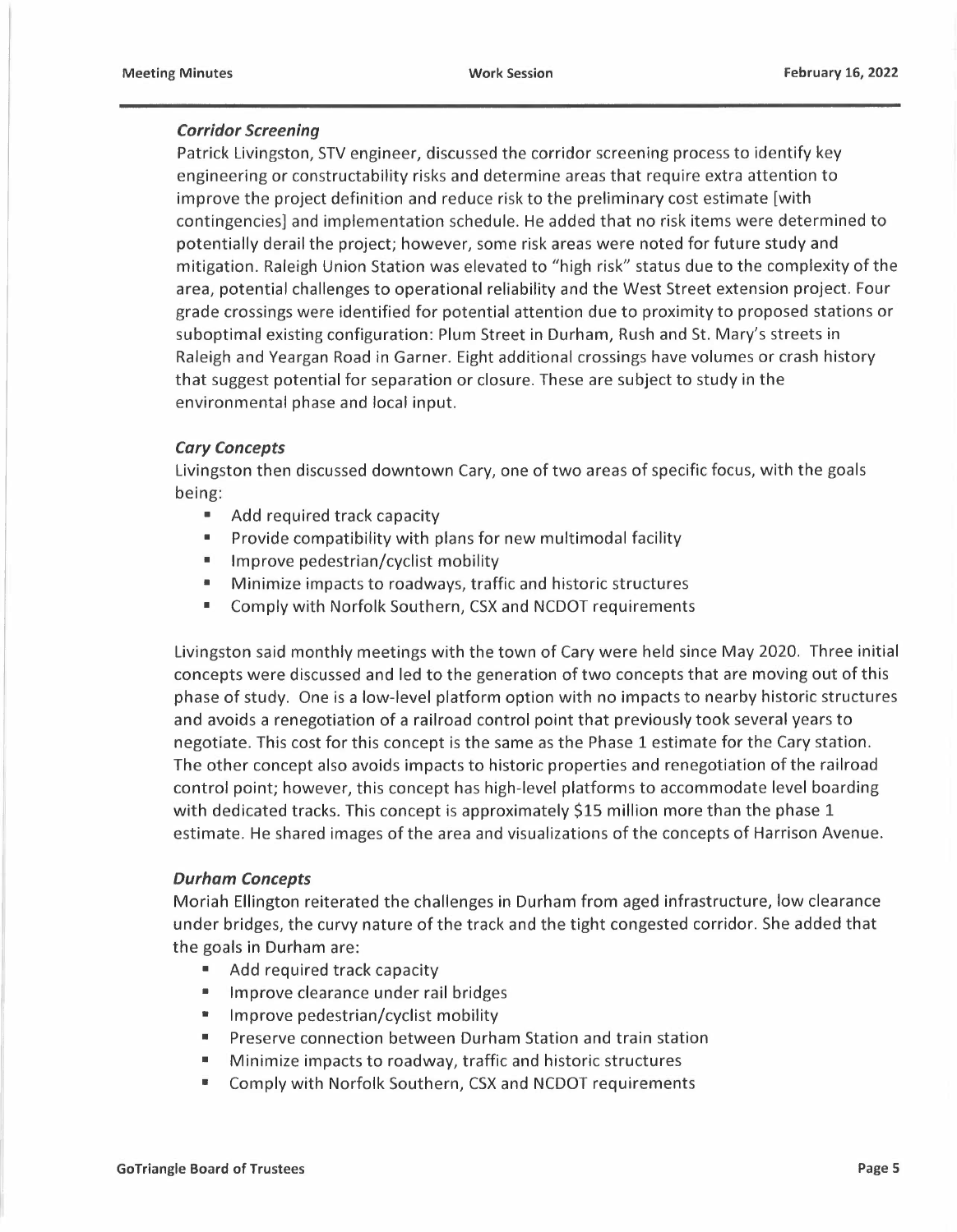***Corridor Screening***

Patrick Livingston, STV engineer, discussed the corridor screening process to identify key engineering or constructability risks and determine areas that require extra attention to improve the project definition and reduce risk to the preliminary cost estimate [with contingencies] and implementation schedule. He added that no risk items were determined to potentially derail the project; however, some risk areas were noted for future study and mitigation. Raleigh Union Station was elevated to "high risk" status due to the complexity of the area, potential challenges to operational reliability and the West Street extension project. Four grade crossings were identified for potential attention due to proximity to proposed stations or suboptimal existing configuration: Plum Street in Durham, Rush and St. Mary's streets in Raleigh and Yeargan Road in Garner. Eight additional crossings have volumes or crash history that suggest potential for separation or closure. These are subject to study in the environmental phase and local input.

***Cary Concepts***

Livingston then discussed downtown Cary, one of two areas of specific focus, with the goals being:

- Add required track capacity
- Provide compatibility with plans for new multimodal facility
- Improve pedestrian/cyclist mobility
- Minimize impacts to roadways, traffic and historic structures
- Comply with Norfolk Southern, CSX and NCDOT requirements

Livingston said monthly meetings with the town of Cary were held since May 2020. Three initial concepts were discussed and led to the generation of two concepts that are moving out of this phase of study. One is a low-level platform option with no impacts to nearby historic structures and avoids a renegotiation of a railroad control point that previously took several years to negotiate. This cost for this concept is the same as the Phase 1 estimate for the Cary station. The other concept also avoids impacts to historic properties and renegotiation of the railroad control point; however, this concept has high-level platforms to accommodate level boarding with dedicated tracks. This concept is approximately $15 million more than the phase 1 estimate. He shared images of the area and visualizations of the concepts of Harrison Avenue.

***Durham Concepts***

Moriah Ellington reiterated the challenges in Durham from aged infrastructure, low clearance under bridges, the curvy nature of the track and the tight congested corridor. She added that the goals in Durham are:

- Add required track capacity
- Improve clearance under rail bridges
- Improve pedestrian/cyclist mobility
- Preserve connection between Durham Station and train station
- Minimize impacts to roadway, traffic and historic structures
- Comply with Norfolk Southern, CSX and NCDOT requirements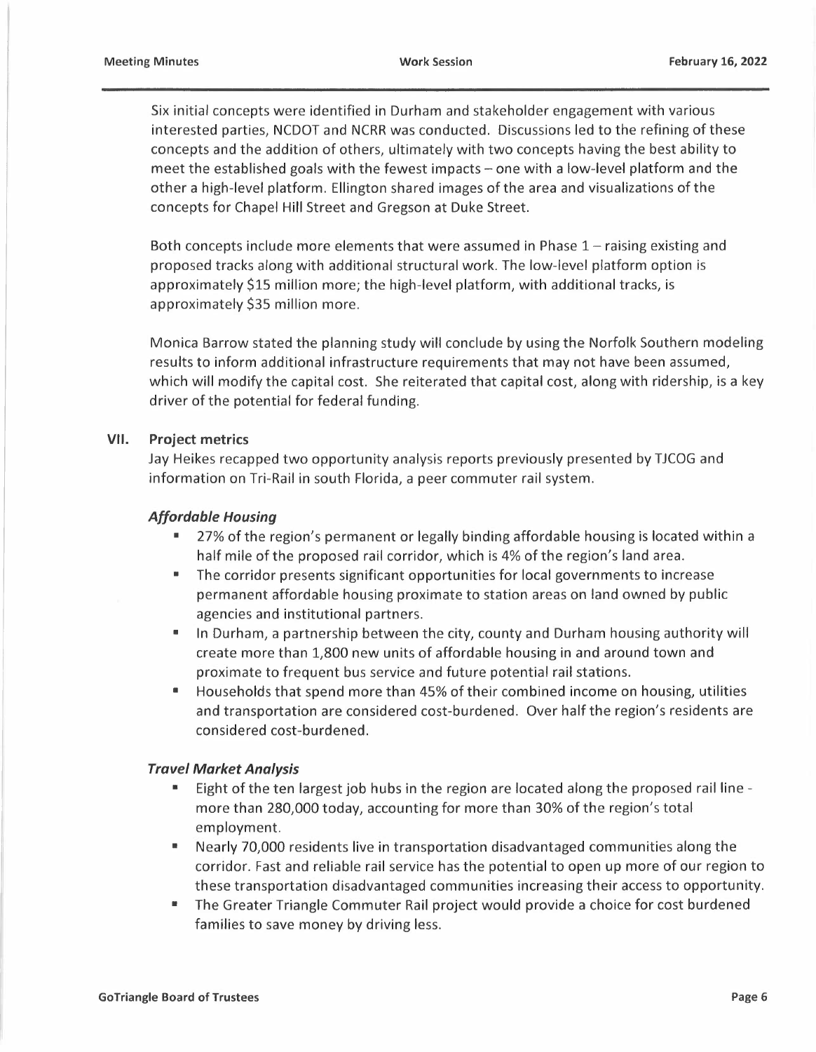Six initial concepts were identified in Durham and stakeholder engagement with various interested parties, NCDOT and NCRR was conducted. Discussions led to the refining of these concepts and the addition of others, ultimately with two concepts having the best ability to meet the established goals with the fewest impacts – one with a low-level platform and the other a high-level platform. Ellington shared images of the area and visualizations of the concepts for Chapel Hill Street and Gregson at Duke Street.

Both concepts include more elements that were assumed in Phase 1 – raising existing and proposed tracks along with additional structural work. The low-level platform option is approximately $15 million more; the high-level platform, with additional tracks, is approximately $35 million more.

Monica Barrow stated the planning study will conclude by using the Norfolk Southern modeling results to inform additional infrastructure requirements that may not have been assumed, which will modify the capital cost. She reiterated that capital cost, along with ridership, is a key driver of the potential for federal funding.

## VII. Project metrics

Jay Heikes recapped two opportunity analysis reports previously presented by TJCOG and information on Tri-Rail in south Florida, a peer commuter rail system.

### *Affordable Housing*

- 27% of the region's permanent or legally binding affordable housing is located within a half mile of the proposed rail corridor, which is 4% of the region's land area.
- The corridor presents significant opportunities for local governments to increase permanent affordable housing proximate to station areas on land owned by public agencies and institutional partners.
- In Durham, a partnership between the city, county and Durham housing authority will create more than 1,800 new units of affordable housing in and around town and proximate to frequent bus service and future potential rail stations.
- Households that spend more than 45% of their combined income on housing, utilities and transportation are considered cost-burdened. Over half the region's residents are considered cost-burdened.

### *Travel Market Analysis*

- Eight of the ten largest job hubs in the region are located along the proposed rail line - more than 280,000 today, accounting for more than 30% of the region's total employment.
- Nearly 70,000 residents live in transportation disadvantaged communities along the corridor. Fast and reliable rail service has the potential to open up more of our region to these transportation disadvantaged communities increasing their access to opportunity.
- The Greater Triangle Commuter Rail project would provide a choice for cost burdened families to save money by driving less.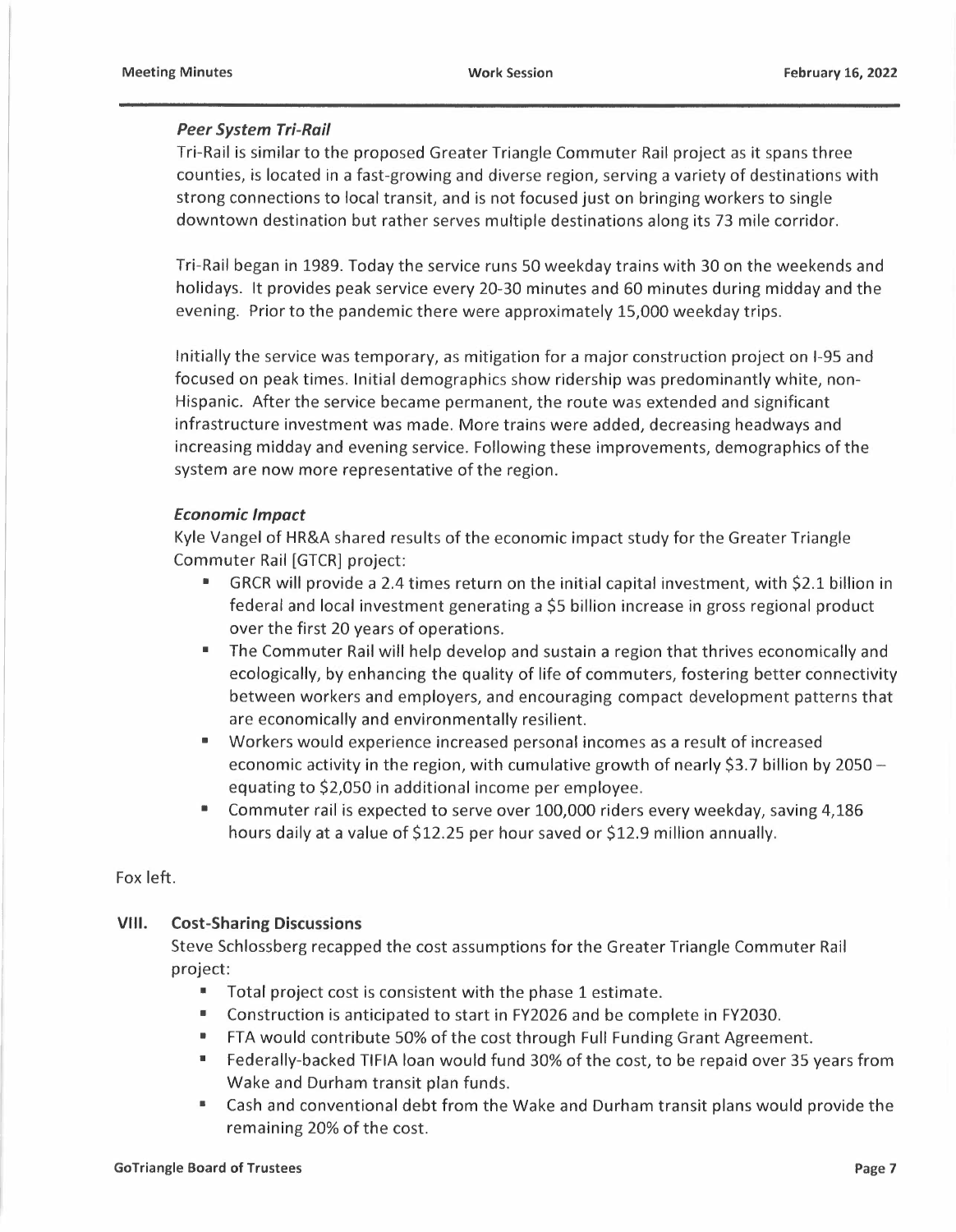***Peer System Tri-Rail***

Tri-Rail is similar to the proposed Greater Triangle Commuter Rail project as it spans three counties, is located in a fast-growing and diverse region, serving a variety of destinations with strong connections to local transit, and is not focused just on bringing workers to single downtown destination but rather serves multiple destinations along its 73 mile corridor.

Tri-Rail began in 1989. Today the service runs 50 weekday trains with 30 on the weekends and holidays. It provides peak service every 20-30 minutes and 60 minutes during midday and the evening. Prior to the pandemic there were approximately 15,000 weekday trips.

Initially the service was temporary, as mitigation for a major construction project on I-95 and focused on peak times. Initial demographics show ridership was predominantly white, non-Hispanic. After the service became permanent, the route was extended and significant infrastructure investment was made. More trains were added, decreasing headways and increasing midday and evening service. Following these improvements, demographics of the system are now more representative of the region.

***Economic Impact***

Kyle Vangel of HR&A shared results of the economic impact study for the Greater Triangle Commuter Rail [GTCR] project:

- GRCR will provide a 2.4 times return on the initial capital investment, with $2.1 billion in federal and local investment generating a $5 billion increase in gross regional product over the first 20 years of operations.
- The Commuter Rail will help develop and sustain a region that thrives economically and ecologically, by enhancing the quality of life of commuters, fostering better connectivity between workers and employers, and encouraging compact development patterns that are economically and environmentally resilient.
- Workers would experience increased personal incomes as a result of increased economic activity in the region, with cumulative growth of nearly $3.7 billion by 2050 – equating to $2,050 in additional income per employee.
- Commuter rail is expected to serve over 100,000 riders every weekday, saving 4,186 hours daily at a value of $12.25 per hour saved or $12.9 million annually.

Fox left.

## VIII. Cost-Sharing Discussions

Steve Schlossberg recapped the cost assumptions for the Greater Triangle Commuter Rail project:

- Total project cost is consistent with the phase 1 estimate.
- Construction is anticipated to start in FY2026 and be complete in FY2030.
- FTA would contribute 50% of the cost through Full Funding Grant Agreement.
- Federally-backed TIFIA loan would fund 30% of the cost, to be repaid over 35 years from Wake and Durham transit plan funds.
- Cash and conventional debt from the Wake and Durham transit plans would provide the remaining 20% of the cost.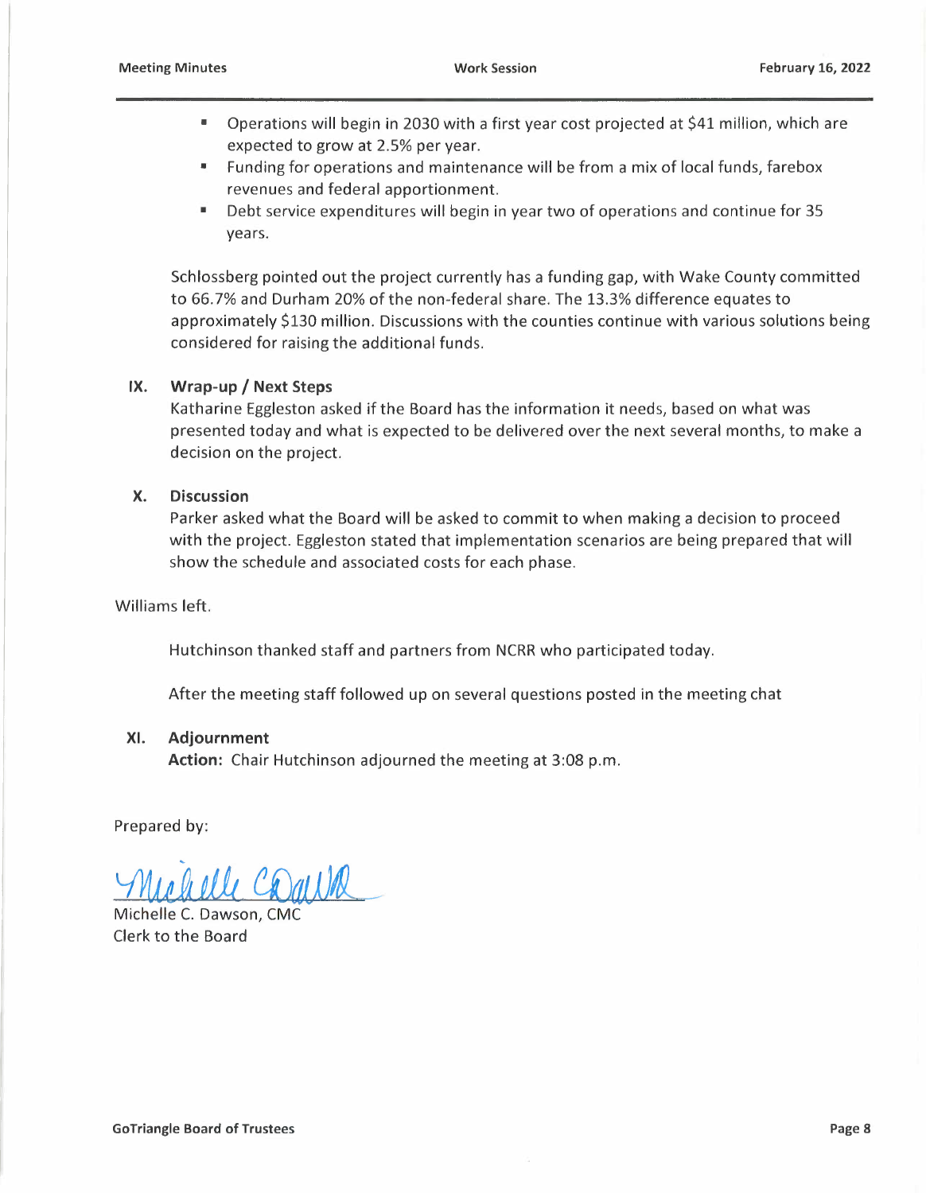- Operations will begin in 2030 with a first year cost projected at $41 million, which are expected to grow at 2.5% per year.
- Funding for operations and maintenance will be from a mix of local funds, farebox revenues and federal apportionment.
- Debt service expenditures will begin in year two of operations and continue for 35 years.

Schlossberg pointed out the project currently has a funding gap, with Wake County committed to 66.7% and Durham 20% of the non-federal share. The 13.3% difference equates to approximately $130 million. Discussions with the counties continue with various solutions being considered for raising the additional funds.

## IX. Wrap-up / Next Steps

Katharine Eggleston asked if the Board has the information it needs, based on what was presented today and what is expected to be delivered over the next several months, to make a decision on the project.

## X. Discussion

Parker asked what the Board will be asked to commit to when making a decision to proceed with the project. Eggleston stated that implementation scenarios are being prepared that will show the schedule and associated costs for each phase.

Williams left.

Hutchinson thanked staff and partners from NCRR who participated today.

After the meeting staff followed up on several questions posted in the meeting chat

## XI. Adjournment

**Action:** Chair Hutchinson adjourned the meeting at 3:08 p.m.

Prepared by:

Michelle C. Dawson, CMC
Clerk to the Board